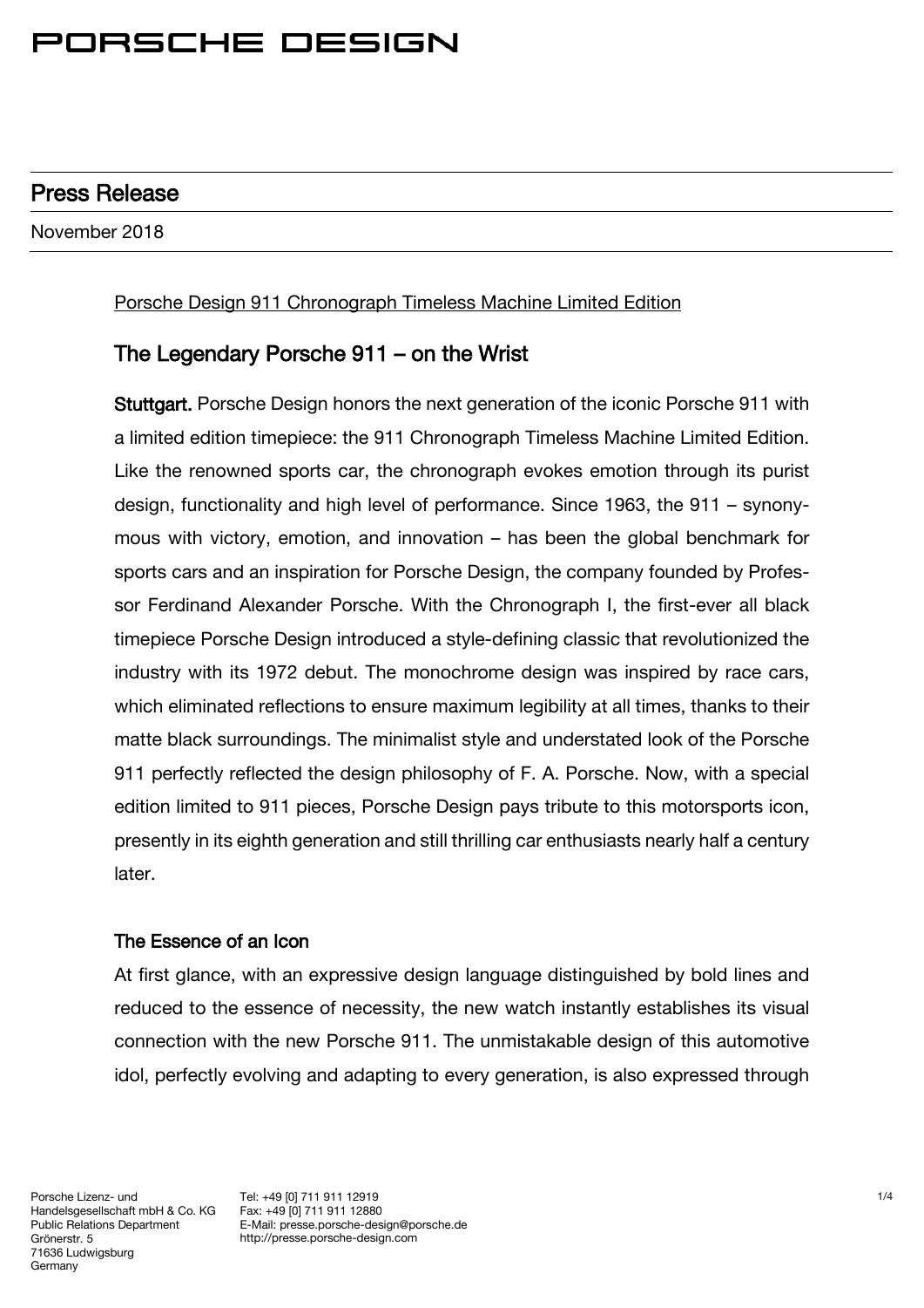# PORSCHE DESIGN

## Press Release

November 2018

Porsche Design 911 Chronograph Timeless Machine Limited Edition

## The Legendary Porsche 911 – on the Wrist

**Stuttgart.** Porsche Design honors the next generation of the iconic Porsche 911 with a limited edition timepiece: the 911 Chronograph Timeless Machine Limited Edition. Like the renowned sports car, the chronograph evokes emotion through its purist design, functionality and high level of performance. Since 1963, the 911 – synonymous with victory, emotion, and innovation – has been the global benchmark for sports cars and an inspiration for Porsche Design, the company founded by Professor Ferdinand Alexander Porsche. With the Chronograph I, the first-ever all black timepiece Porsche Design introduced a style-defining classic that revolutionized the industry with its 1972 debut. The monochrome design was inspired by race cars, which eliminated reflections to ensure maximum legibility at all times, thanks to their matte black surroundings. The minimalist style and understated look of the Porsche 911 perfectly reflected the design philosophy of F. A. Porsche. Now, with a special edition limited to 911 pieces, Porsche Design pays tribute to this motorsports icon, presently in its eighth generation and still thrilling car enthusiasts nearly half a century later.

### The Essence of an Icon

At first glance, with an expressive design language distinguished by bold lines and reduced to the essence of necessity, the new watch instantly establishes its visual connection with the new Porsche 911. The unmistakable design of this automotive idol, perfectly evolving and adapting to every generation, is also expressed through

Porsche Lizenz- und Handelsgesellschaft mbH & Co. KG
Public Relations Department
Grönerstr. 5
71636 Ludwigsburg
Germany

Tel: +49 [0] 711 911 12919
Fax: +49 [0] 711 911 12880
E-Mail: presse.porsche-design@porsche.de
http://presse.porsche-design.com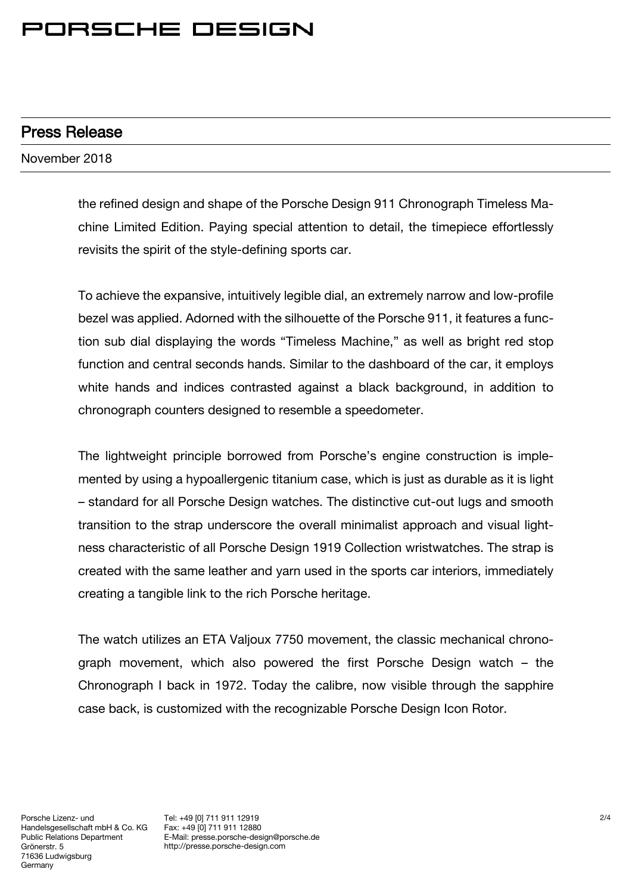the refined design and shape of the Porsche Design 911 Chronograph Timeless Machine Limited Edition. Paying special attention to detail, the timepiece effortlessly revisits the spirit of the style-defining sports car.

To achieve the expansive, intuitively legible dial, an extremely narrow and low-profile bezel was applied. Adorned with the silhouette of the Porsche 911, it features a function sub dial displaying the words "Timeless Machine," as well as bright red stop function and central seconds hands. Similar to the dashboard of the car, it employs white hands and indices contrasted against a black background, in addition to chronograph counters designed to resemble a speedometer.

The lightweight principle borrowed from Porsche's engine construction is implemented by using a hypoallergenic titanium case, which is just as durable as it is light – standard for all Porsche Design watches. The distinctive cut-out lugs and smooth transition to the strap underscore the overall minimalist approach and visual lightness characteristic of all Porsche Design 1919 Collection wristwatches. The strap is created with the same leather and yarn used in the sports car interiors, immediately creating a tangible link to the rich Porsche heritage.

The watch utilizes an ETA Valjoux 7750 movement, the classic mechanical chronograph movement, which also powered the first Porsche Design watch – the Chronograph I back in 1972. Today the calibre, now visible through the sapphire case back, is customized with the recognizable Porsche Design Icon Rotor.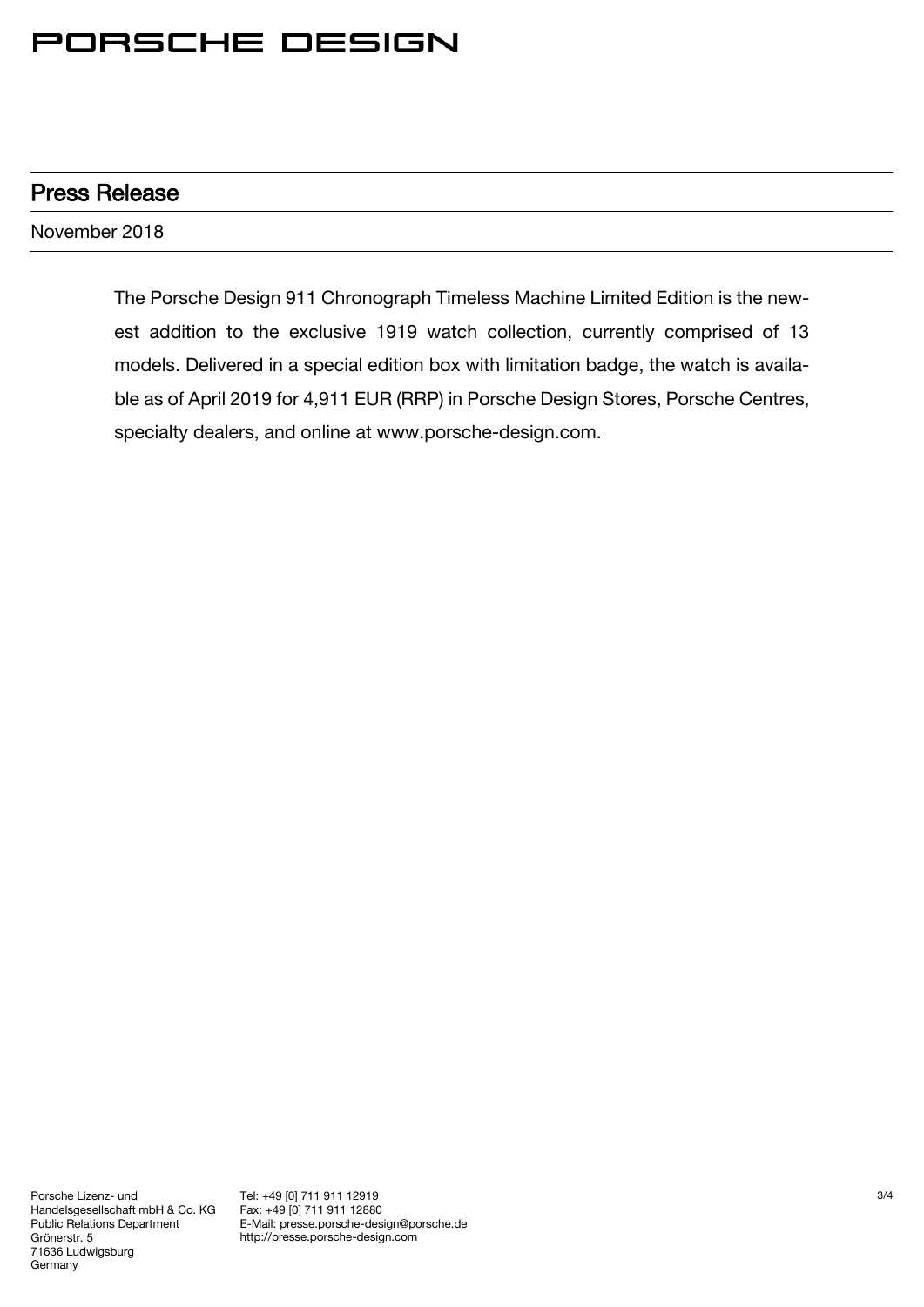PORSCHE DESIGN

## Press Release

November 2018

The Porsche Design 911 Chronograph Timeless Machine Limited Edition is the newest addition to the exclusive 1919 watch collection, currently comprised of 13 models. Delivered in a special edition box with limitation badge, the watch is available as of April 2019 for 4,911 EUR (RRP) in Porsche Design Stores, Porsche Centres, specialty dealers, and online at www.porsche-design.com.

Porsche Lizenz- und
Handelsgesellschaft mbH & Co. KG
Public Relations Department
Grönerstr. 5
71636 Ludwigsburg
Germany

Tel: +49 [0] 711 911 12919
Fax: +49 [0] 711 911 12880
E-Mail: presse.porsche-design@porsche.de
http://presse.porsche-design.com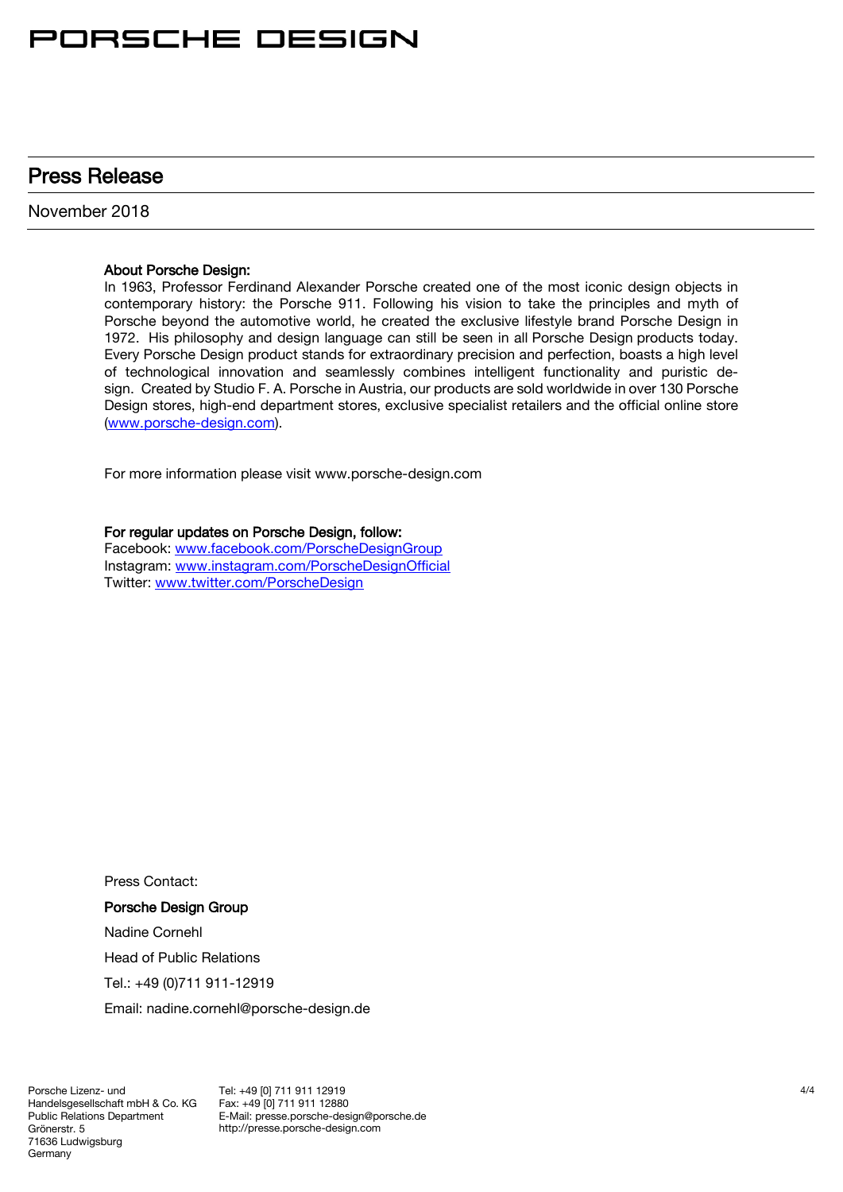# PORSCHE DESIGN

## Press Release

November 2018

**About Porsche Design:**
In 1963, Professor Ferdinand Alexander Porsche created one of the most iconic design objects in contemporary history: the Porsche 911. Following his vision to take the principles and myth of Porsche beyond the automotive world, he created the exclusive lifestyle brand Porsche Design in 1972. His philosophy and design language can still be seen in all Porsche Design products today. Every Porsche Design product stands for extraordinary precision and perfection, boasts a high level of technological innovation and seamlessly combines intelligent functionality and puristic design. Created by Studio F. A. Porsche in Austria, our products are sold worldwide in over 130 Porsche Design stores, high-end department stores, exclusive specialist retailers and the official online store (www.porsche-design.com).

For more information please visit www.porsche-design.com

**For regular updates on Porsche Design, follow:**
Facebook: www.facebook.com/PorscheDesignGroup
Instagram: www.instagram.com/PorscheDesignOfficial
Twitter: www.twitter.com/PorscheDesign

Press Contact:

**Porsche Design Group**

Nadine Cornehl

Head of Public Relations

Tel.: +49 (0)711 911-12919

Email: nadine.cornehl@porsche-design.de

Porsche Lizenz- und Handelsgesellschaft mbH & Co. KG
Public Relations Department
Grönerstr. 5
71636 Ludwigsburg
Germany

Tel: +49 [0] 711 911 12919
Fax: +49 [0] 711 911 12880
E-Mail: presse.porsche-design@porsche.de
http://presse.porsche-design.com